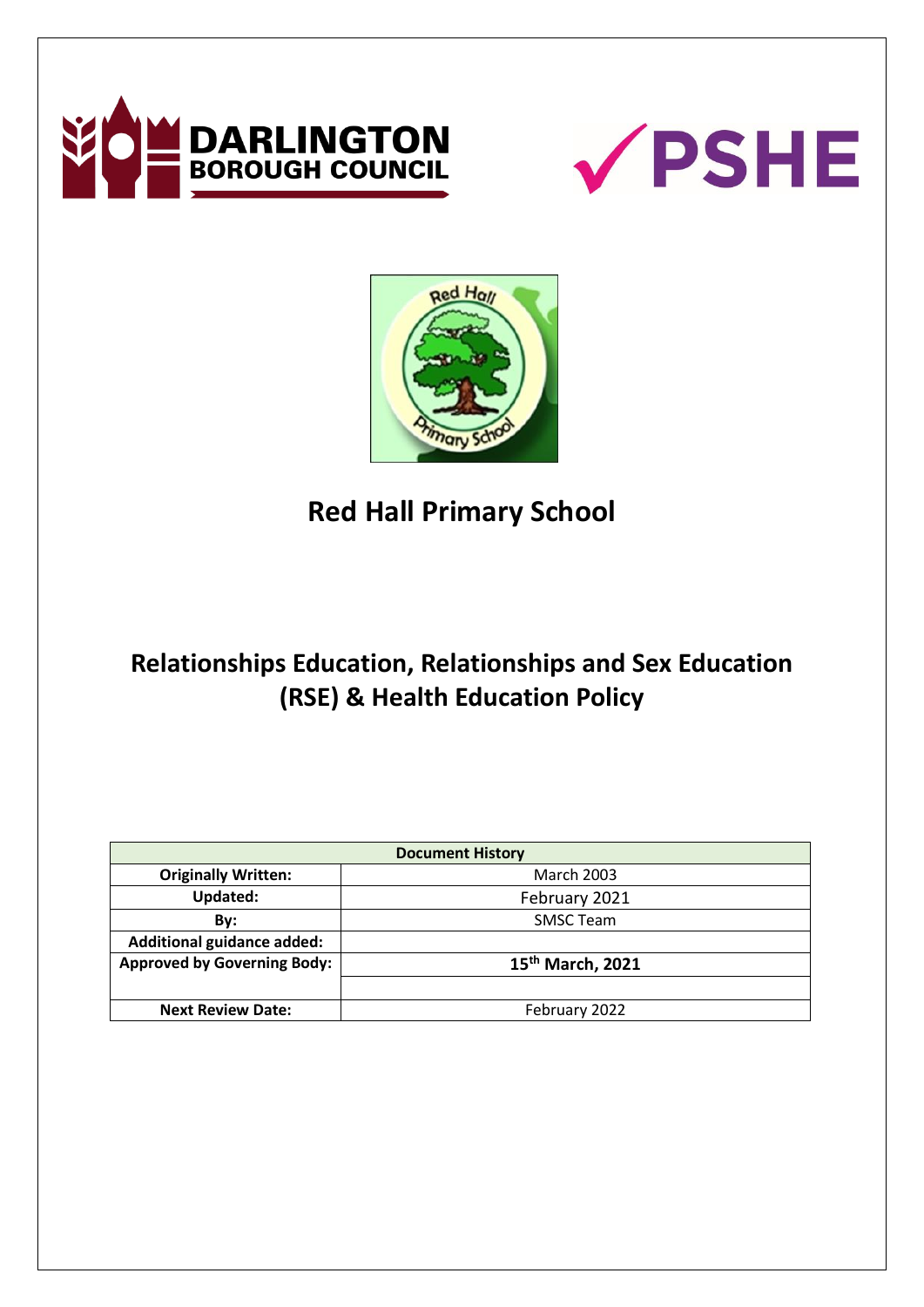# Red Hall Primary School

## Relationships Education, Relationships and Sex Education (RSE) & Health Education Policy

| Document History | |
| --- | --- |
| **Originally Written:** | March 2003 |
| **Updated:** | February 2021 |
| **By:** | SMSC Team |
| **Additional guidance added:** | |
| **Approved by Governing Body:** | **15th March, 2021** |
| | |
| **Next Review Date:** | February 2022 |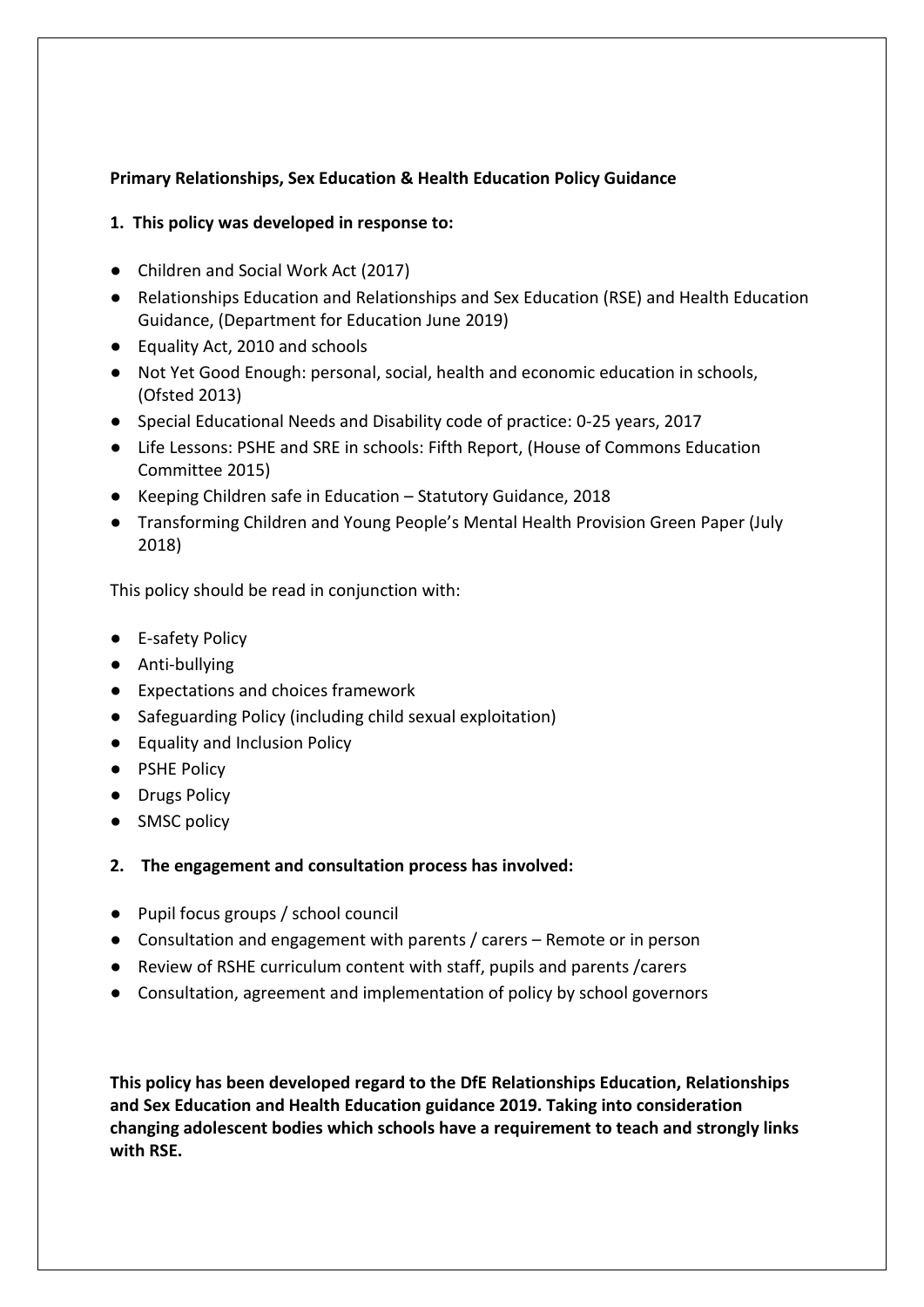**Primary Relationships, Sex Education & Health Education Policy Guidance**

**1. This policy was developed in response to:**

- Children and Social Work Act (2017)
- Relationships Education and Relationships and Sex Education (RSE) and Health Education Guidance, (Department for Education June 2019)
- Equality Act, 2010 and schools
- Not Yet Good Enough: personal, social, health and economic education in schools, (Ofsted 2013)
- Special Educational Needs and Disability code of practice: 0-25 years, 2017
- Life Lessons: PSHE and SRE in schools: Fifth Report, (House of Commons Education Committee 2015)
- Keeping Children safe in Education – Statutory Guidance, 2018
- Transforming Children and Young People's Mental Health Provision Green Paper (July 2018)

This policy should be read in conjunction with:

- E-safety Policy
- Anti-bullying
- Expectations and choices framework
- Safeguarding Policy (including child sexual exploitation)
- Equality and Inclusion Policy
- PSHE Policy
- Drugs Policy
- SMSC policy

**2. The engagement and consultation process has involved:**

- Pupil focus groups / school council
- Consultation and engagement with parents / carers – Remote or in person
- Review of RSHE curriculum content with staff, pupils and parents /carers
- Consultation, agreement and implementation of policy by school governors

**This policy has been developed regard to the DfE Relationships Education, Relationships and Sex Education and Health Education guidance 2019. Taking into consideration changing adolescent bodies which schools have a requirement to teach and strongly links with RSE.**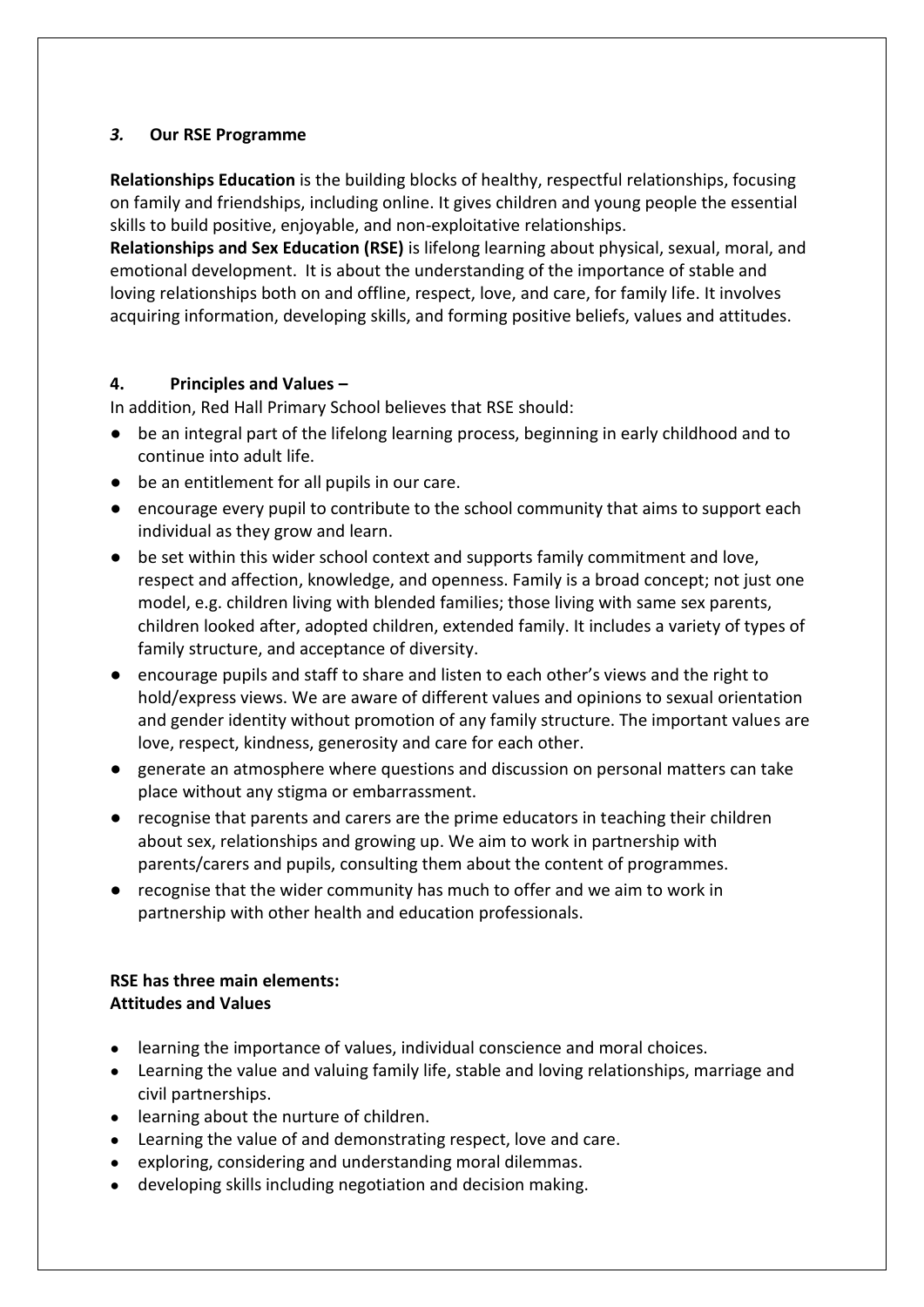## *3.* Our RSE Programme

**Relationships Education** is the building blocks of healthy, respectful relationships, focusing on family and friendships, including online. It gives children and young people the essential skills to build positive, enjoyable, and non-exploitative relationships.

**Relationships and Sex Education (RSE)** is lifelong learning about physical, sexual, moral, and emotional development. It is about the understanding of the importance of stable and loving relationships both on and offline, respect, love, and care, for family life. It involves acquiring information, developing skills, and forming positive beliefs, values and attitudes.

## 4. Principles and Values –

In addition, Red Hall Primary School believes that RSE should:

- be an integral part of the lifelong learning process, beginning in early childhood and to continue into adult life.
- be an entitlement for all pupils in our care.
- encourage every pupil to contribute to the school community that aims to support each individual as they grow and learn.
- be set within this wider school context and supports family commitment and love, respect and affection, knowledge, and openness. Family is a broad concept; not just one model, e.g. children living with blended families; those living with same sex parents, children looked after, adopted children, extended family. It includes a variety of types of family structure, and acceptance of diversity.
- encourage pupils and staff to share and listen to each other's views and the right to hold/express views. We are aware of different values and opinions to sexual orientation and gender identity without promotion of any family structure. The important values are love, respect, kindness, generosity and care for each other.
- generate an atmosphere where questions and discussion on personal matters can take place without any stigma or embarrassment.
- recognise that parents and carers are the prime educators in teaching their children about sex, relationships and growing up. We aim to work in partnership with parents/carers and pupils, consulting them about the content of programmes.
- recognise that the wider community has much to offer and we aim to work in partnership with other health and education professionals.

**RSE has three main elements:**
**Attitudes and Values**

- learning the importance of values, individual conscience and moral choices.
- Learning the value and valuing family life, stable and loving relationships, marriage and civil partnerships.
- learning about the nurture of children.
- Learning the value of and demonstrating respect, love and care.
- exploring, considering and understanding moral dilemmas.
- developing skills including negotiation and decision making.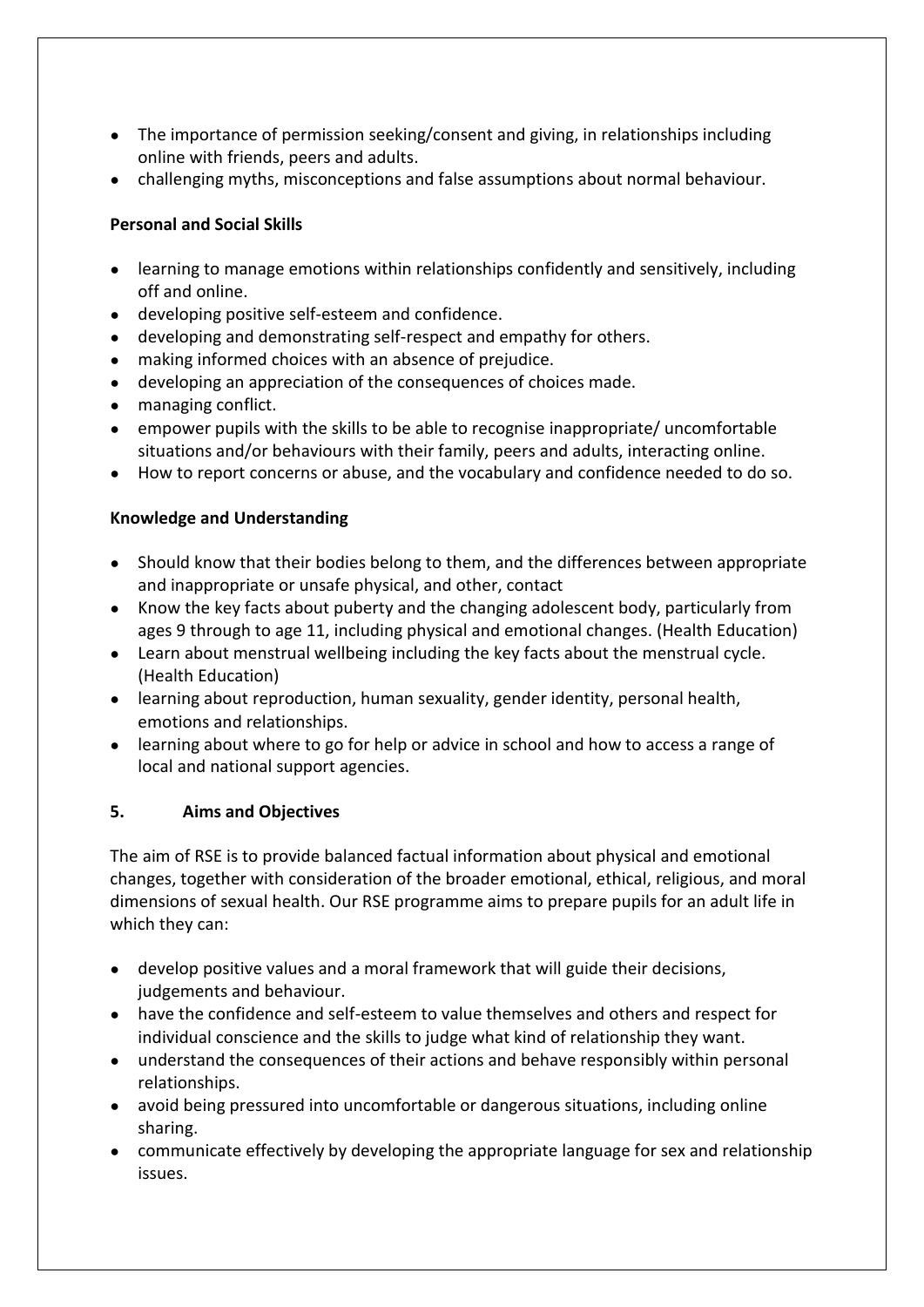- The importance of permission seeking/consent and giving, in relationships including online with friends, peers and adults.
- challenging myths, misconceptions and false assumptions about normal behaviour.

**Personal and Social Skills**

- learning to manage emotions within relationships confidently and sensitively, including off and online.
- developing positive self-esteem and confidence.
- developing and demonstrating self-respect and empathy for others.
- making informed choices with an absence of prejudice.
- developing an appreciation of the consequences of choices made.
- managing conflict.
- empower pupils with the skills to be able to recognise inappropriate/ uncomfortable situations and/or behaviours with their family, peers and adults, interacting online.
- How to report concerns or abuse, and the vocabulary and confidence needed to do so.

**Knowledge and Understanding**

- Should know that their bodies belong to them, and the differences between appropriate and inappropriate or unsafe physical, and other, contact
- Know the key facts about puberty and the changing adolescent body, particularly from ages 9 through to age 11, including physical and emotional changes. (Health Education)
- Learn about menstrual wellbeing including the key facts about the menstrual cycle. (Health Education)
- learning about reproduction, human sexuality, gender identity, personal health, emotions and relationships.
- learning about where to go for help or advice in school and how to access a range of local and national support agencies.

## 5. Aims and Objectives

The aim of RSE is to provide balanced factual information about physical and emotional changes, together with consideration of the broader emotional, ethical, religious, and moral dimensions of sexual health. Our RSE programme aims to prepare pupils for an adult life in which they can:

- develop positive values and a moral framework that will guide their decisions, judgements and behaviour.
- have the confidence and self-esteem to value themselves and others and respect for individual conscience and the skills to judge what kind of relationship they want.
- understand the consequences of their actions and behave responsibly within personal relationships.
- avoid being pressured into uncomfortable or dangerous situations, including online sharing.
- communicate effectively by developing the appropriate language for sex and relationship issues.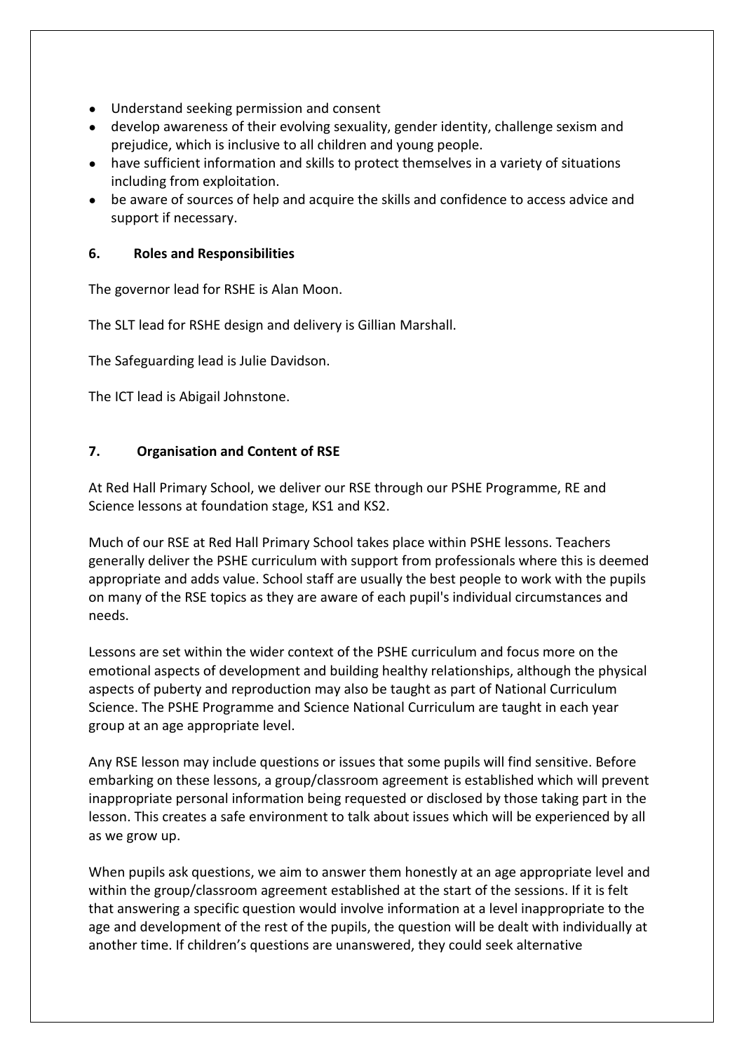- Understand seeking permission and consent
- develop awareness of their evolving sexuality, gender identity, challenge sexism and prejudice, which is inclusive to all children and young people.
- have sufficient information and skills to protect themselves in a variety of situations including from exploitation.
- be aware of sources of help and acquire the skills and confidence to access advice and support if necessary.

## 6. Roles and Responsibilities

The governor lead for RSHE is Alan Moon.

The SLT lead for RSHE design and delivery is Gillian Marshall.

The Safeguarding lead is Julie Davidson.

The ICT lead is Abigail Johnstone.

## 7. Organisation and Content of RSE

At Red Hall Primary School, we deliver our RSE through our PSHE Programme, RE and Science lessons at foundation stage, KS1 and KS2.

Much of our RSE at Red Hall Primary School takes place within PSHE lessons. Teachers generally deliver the PSHE curriculum with support from professionals where this is deemed appropriate and adds value. School staff are usually the best people to work with the pupils on many of the RSE topics as they are aware of each pupil's individual circumstances and needs.

Lessons are set within the wider context of the PSHE curriculum and focus more on the emotional aspects of development and building healthy relationships, although the physical aspects of puberty and reproduction may also be taught as part of National Curriculum Science. The PSHE Programme and Science National Curriculum are taught in each year group at an age appropriate level.

Any RSE lesson may include questions or issues that some pupils will find sensitive. Before embarking on these lessons, a group/classroom agreement is established which will prevent inappropriate personal information being requested or disclosed by those taking part in the lesson. This creates a safe environment to talk about issues which will be experienced by all as we grow up.

When pupils ask questions, we aim to answer them honestly at an age appropriate level and within the group/classroom agreement established at the start of the sessions. If it is felt that answering a specific question would involve information at a level inappropriate to the age and development of the rest of the pupils, the question will be dealt with individually at another time. If children's questions are unanswered, they could seek alternative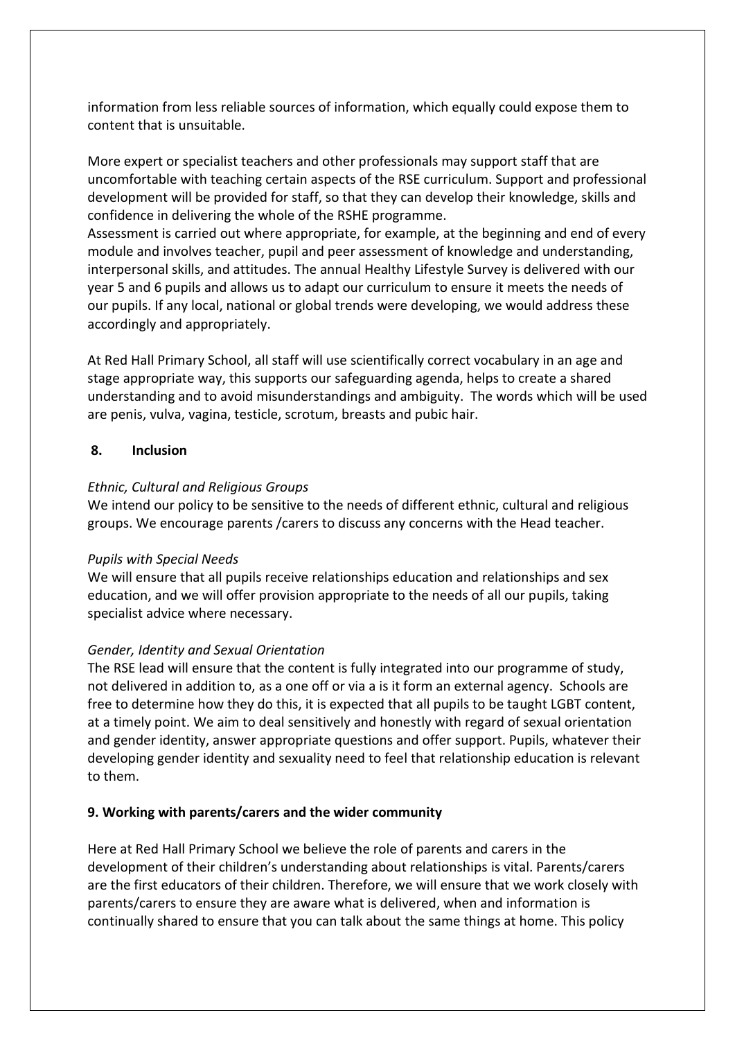information from less reliable sources of information, which equally could expose them to content that is unsuitable.

More expert or specialist teachers and other professionals may support staff that are uncomfortable with teaching certain aspects of the RSE curriculum. Support and professional development will be provided for staff, so that they can develop their knowledge, skills and confidence in delivering the whole of the RSHE programme.
Assessment is carried out where appropriate, for example, at the beginning and end of every module and involves teacher, pupil and peer assessment of knowledge and understanding, interpersonal skills, and attitudes. The annual Healthy Lifestyle Survey is delivered with our year 5 and 6 pupils and allows us to adapt our curriculum to ensure it meets the needs of our pupils. If any local, national or global trends were developing, we would address these accordingly and appropriately.

At Red Hall Primary School, all staff will use scientifically correct vocabulary in an age and stage appropriate way, this supports our safeguarding agenda, helps to create a shared understanding and to avoid misunderstandings and ambiguity. The words which will be used are penis, vulva, vagina, testicle, scrotum, breasts and pubic hair.

## 8. Inclusion

*Ethnic, Cultural and Religious Groups*
We intend our policy to be sensitive to the needs of different ethnic, cultural and religious groups. We encourage parents /carers to discuss any concerns with the Head teacher.

*Pupils with Special Needs*
We will ensure that all pupils receive relationships education and relationships and sex education, and we will offer provision appropriate to the needs of all our pupils, taking specialist advice where necessary.

*Gender, Identity and Sexual Orientation*
The RSE lead will ensure that the content is fully integrated into our programme of study, not delivered in addition to, as a one off or via a is it form an external agency. Schools are free to determine how they do this, it is expected that all pupils to be taught LGBT content, at a timely point. We aim to deal sensitively and honestly with regard of sexual orientation and gender identity, answer appropriate questions and offer support. Pupils, whatever their developing gender identity and sexuality need to feel that relationship education is relevant to them.

## 9. Working with parents/carers and the wider community

Here at Red Hall Primary School we believe the role of parents and carers in the development of their children's understanding about relationships is vital. Parents/carers are the first educators of their children. Therefore, we will ensure that we work closely with parents/carers to ensure they are aware what is delivered, when and information is continually shared to ensure that you can talk about the same things at home. This policy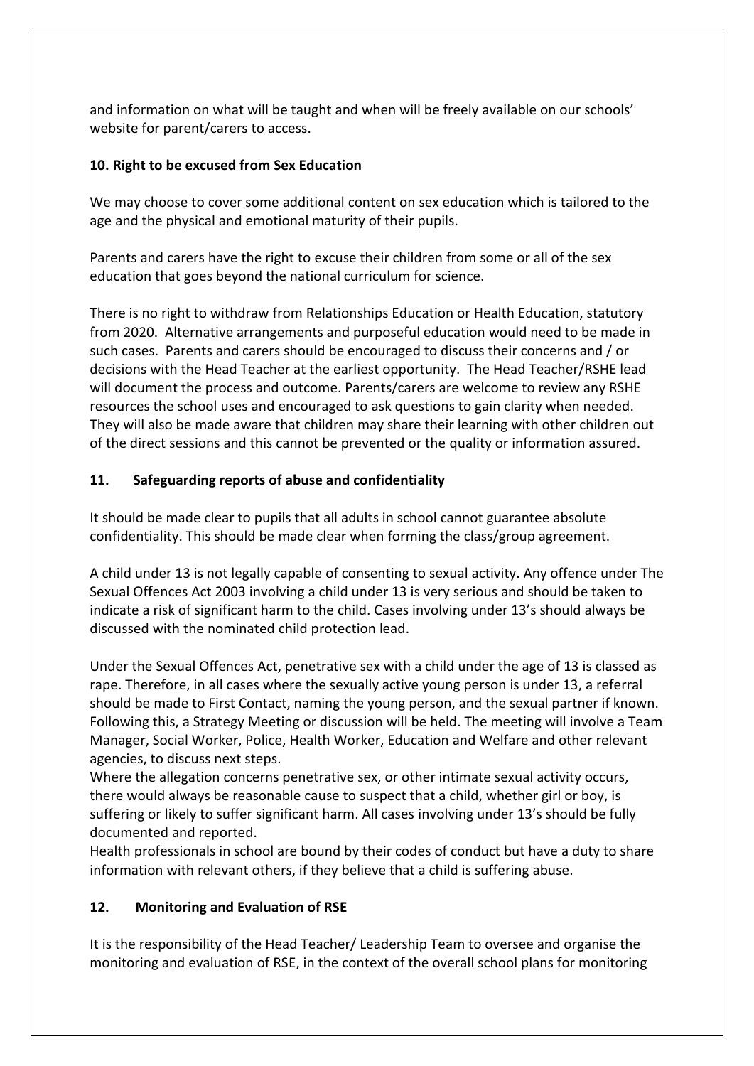and information on what will be taught and when will be freely available on our schools' website for parent/carers to access.

## 10. Right to be excused from Sex Education

We may choose to cover some additional content on sex education which is tailored to the age and the physical and emotional maturity of their pupils.

Parents and carers have the right to excuse their children from some or all of the sex education that goes beyond the national curriculum for science.

There is no right to withdraw from Relationships Education or Health Education, statutory from 2020. Alternative arrangements and purposeful education would need to be made in such cases. Parents and carers should be encouraged to discuss their concerns and / or decisions with the Head Teacher at the earliest opportunity. The Head Teacher/RSHE lead will document the process and outcome. Parents/carers are welcome to review any RSHE resources the school uses and encouraged to ask questions to gain clarity when needed. They will also be made aware that children may share their learning with other children out of the direct sessions and this cannot be prevented or the quality or information assured.

## 11. Safeguarding reports of abuse and confidentiality

It should be made clear to pupils that all adults in school cannot guarantee absolute confidentiality. This should be made clear when forming the class/group agreement.

A child under 13 is not legally capable of consenting to sexual activity. Any offence under The Sexual Offences Act 2003 involving a child under 13 is very serious and should be taken to indicate a risk of significant harm to the child. Cases involving under 13's should always be discussed with the nominated child protection lead.

Under the Sexual Offences Act, penetrative sex with a child under the age of 13 is classed as rape. Therefore, in all cases where the sexually active young person is under 13, a referral should be made to First Contact, naming the young person, and the sexual partner if known. Following this, a Strategy Meeting or discussion will be held. The meeting will involve a Team Manager, Social Worker, Police, Health Worker, Education and Welfare and other relevant agencies, to discuss next steps.
Where the allegation concerns penetrative sex, or other intimate sexual activity occurs, there would always be reasonable cause to suspect that a child, whether girl or boy, is suffering or likely to suffer significant harm. All cases involving under 13's should be fully documented and reported.
Health professionals in school are bound by their codes of conduct but have a duty to share information with relevant others, if they believe that a child is suffering abuse.

## 12. Monitoring and Evaluation of RSE

It is the responsibility of the Head Teacher/ Leadership Team to oversee and organise the monitoring and evaluation of RSE, in the context of the overall school plans for monitoring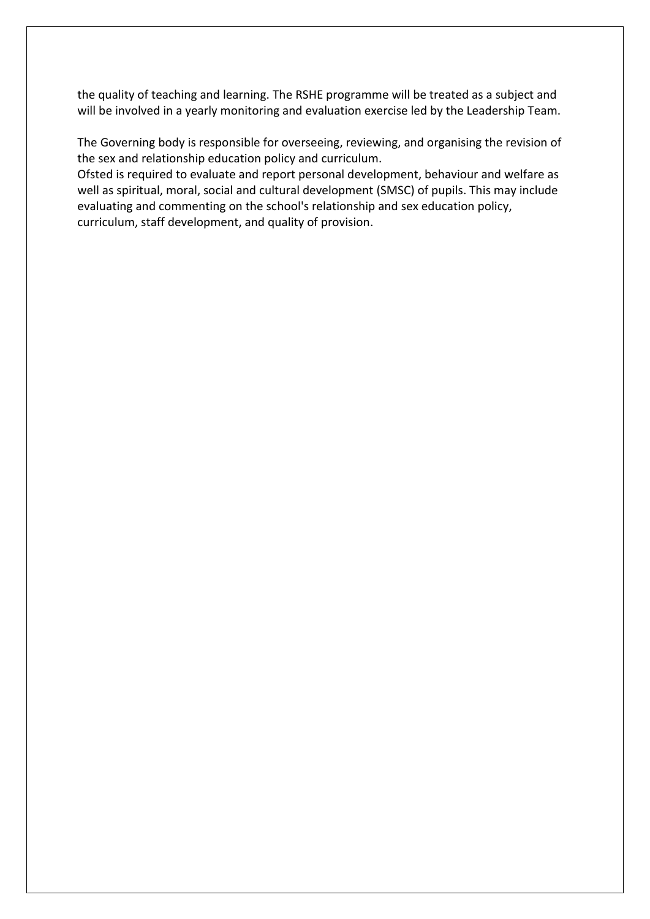the quality of teaching and learning. The RSHE programme will be treated as a subject and will be involved in a yearly monitoring and evaluation exercise led by the Leadership Team.

The Governing body is responsible for overseeing, reviewing, and organising the revision of the sex and relationship education policy and curriculum.
Ofsted is required to evaluate and report personal development, behaviour and welfare as well as spiritual, moral, social and cultural development (SMSC) of pupils. This may include evaluating and commenting on the school's relationship and sex education policy, curriculum, staff development, and quality of provision.